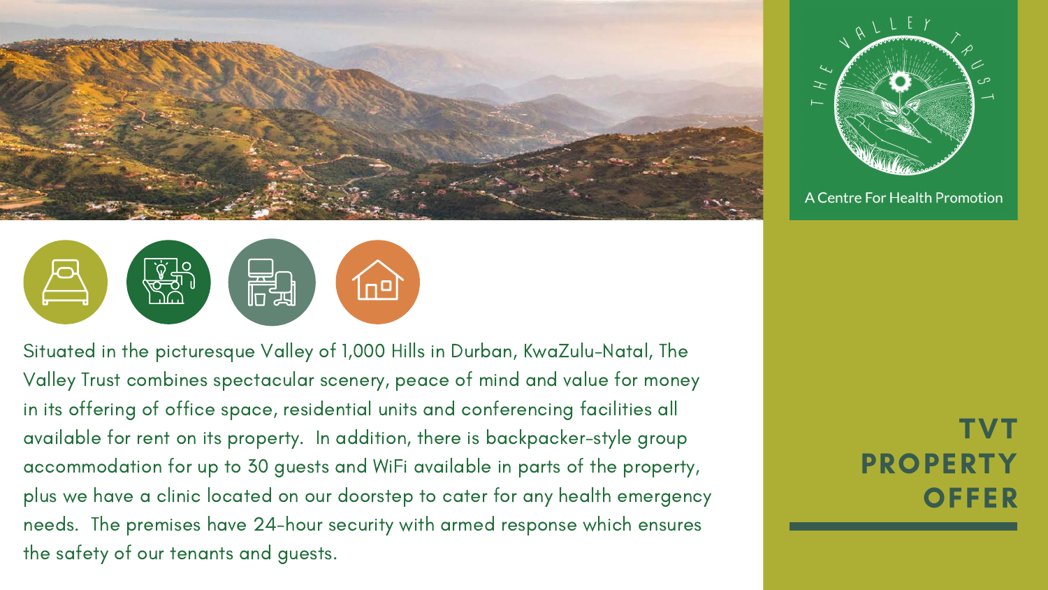# TVT PROPERTY OFFER

THE VALLEY TRUST

A Centre For Health Promotion

Situated in the picturesque Valley of 1,000 Hills in Durban, KwaZulu-Natal, The Valley Trust combines spectacular scenery, peace of mind and value for money in its offering of office space, residential units and conferencing facilities all available for rent on its property. In addition, there is backpacker-style group accommodation for up to 30 guests and WiFi available in parts of the property, plus we have a clinic located on our doorstep to cater for any health emergency needs. The premises have 24-hour security with armed response which ensures the safety of our tenants and guests.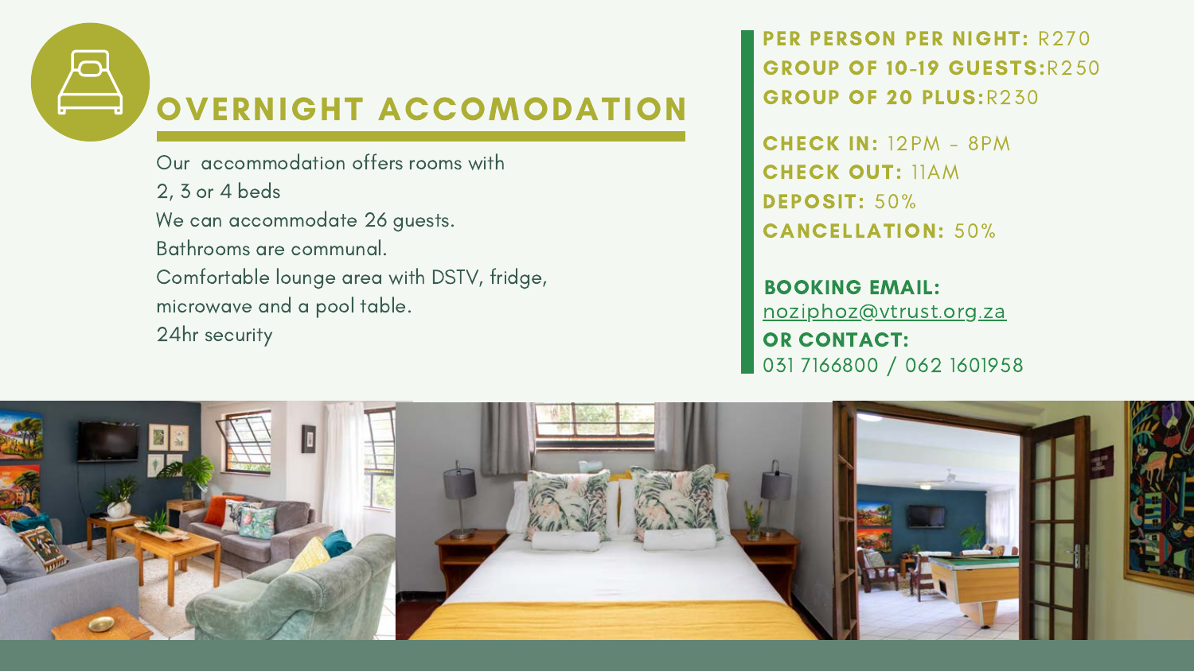# OVERNIGHT ACCOMODATION

Our accommodation offers rooms with 2, 3 or 4 beds
We can accommodate 26 guests.
Bathrooms are communal.
Comfortable lounge area with DSTV, fridge, microwave and a pool table.
24hr security

**PER PERSON PER NIGHT:** R270
**GROUP OF 10-19 GUESTS:** R250
**GROUP OF 20 PLUS:** R230

**CHECK IN:** 12PM - 8PM
**CHECK OUT:** 11AM
**DEPOSIT:** 50%
**CANCELLATION:** 50%

**BOOKING EMAIL:**
noziphoz@vtrust.org.za
**OR CONTACT:**
031 7166800 / 062 1601958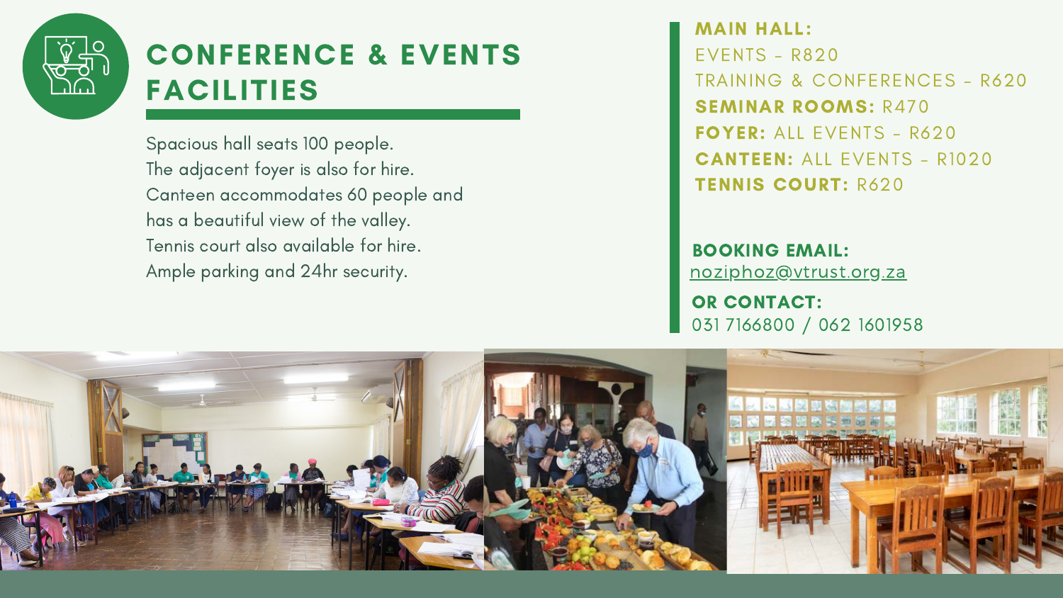# CONFERENCE & EVENTS FACILITIES

Spacious hall seats 100 people.
The adjacent foyer is also for hire.
Canteen accommodates 60 people and has a beautiful view of the valley.
Tennis court also available for hire.
Ample parking and 24hr security.

**MAIN HALL:**
EVENTS - R820
TRAINING & CONFERENCES - R620
**SEMINAR ROOMS:** R470
**FOYER:** ALL EVENTS - R620
**CANTEEN:** ALL EVENTS - R1020
**TENNIS COURT:** R620

**BOOKING EMAIL:**
noziphoz@vtrust.org.za

**OR CONTACT:**
031 7166800 / 062 1601958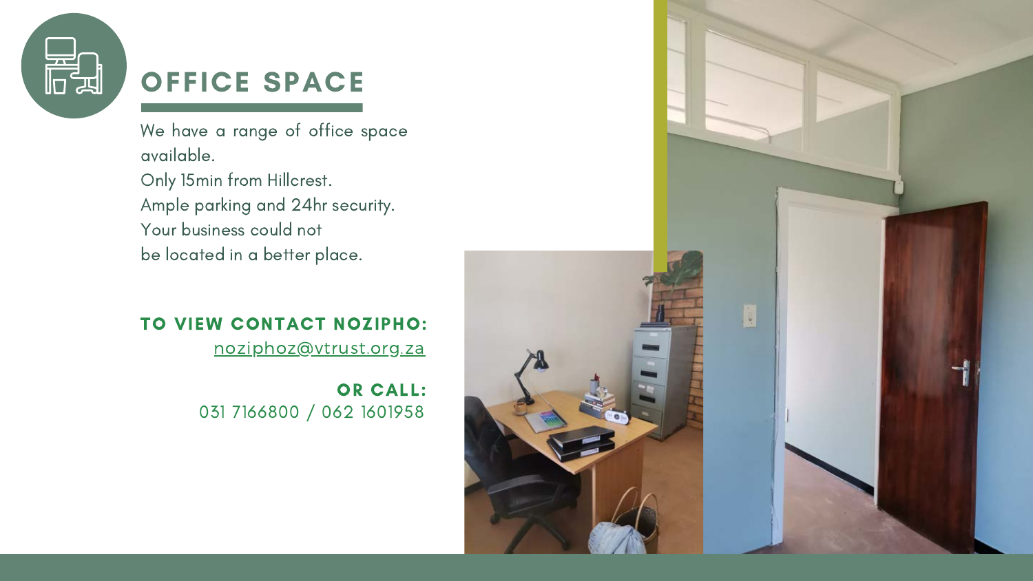# OFFICE SPACE

We have a range of office space available.
Only 15min from Hillcrest.
Ample parking and 24hr security.
Your business could not
be located in a better place.

**TO VIEW CONTACT NOZIPHO:**
noziphoz@vtrust.org.za

**OR CALL:**
031 7166800 / 062 1601958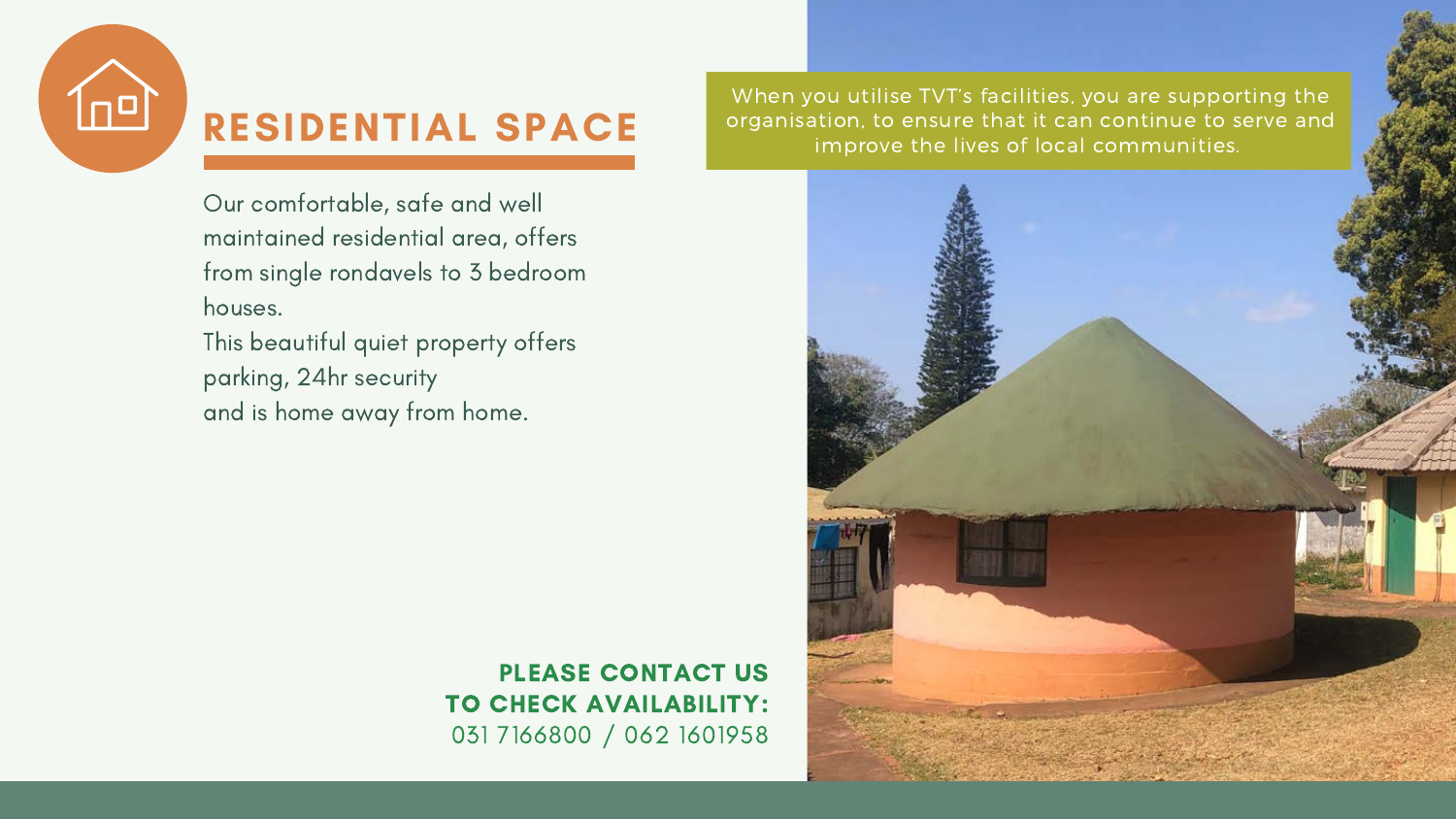## RESIDENTIAL SPACE

Our comfortable, safe and well maintained residential area, offers from single rondavels to 3 bedroom houses.

This beautiful quiet property offers parking, 24hr security and is home away from home.

When you utilise TVT's facilities, you are supporting the organisation, to ensure that it can continue to serve and improve the lives of local communities.

**PLEASE CONTACT US TO CHECK AVAILABILITY:**
031 7166800 / 062 1601958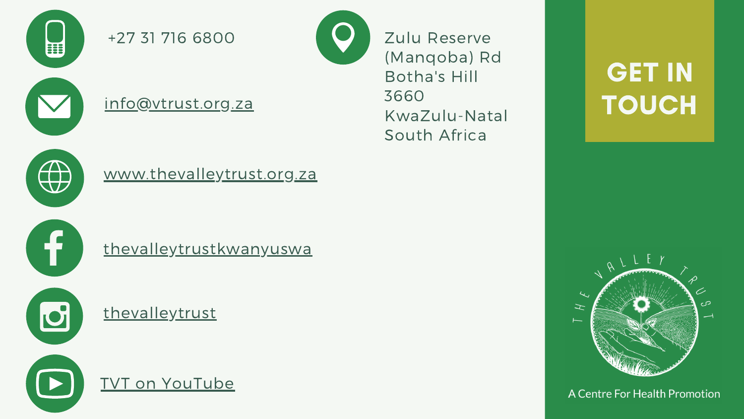# GET IN TOUCH

+27 31 716 6800

info@vtrust.org.za

www.thevalleytrust.org.za

thevalleytrustkwanyuswa

thevalleytrust

TVT on YouTube

Zulu Reserve (Manqoba) Rd
Botha's Hill
3660
KwaZulu-Natal
South Africa

THE VALLEY TRUST

A Centre For Health Promotion